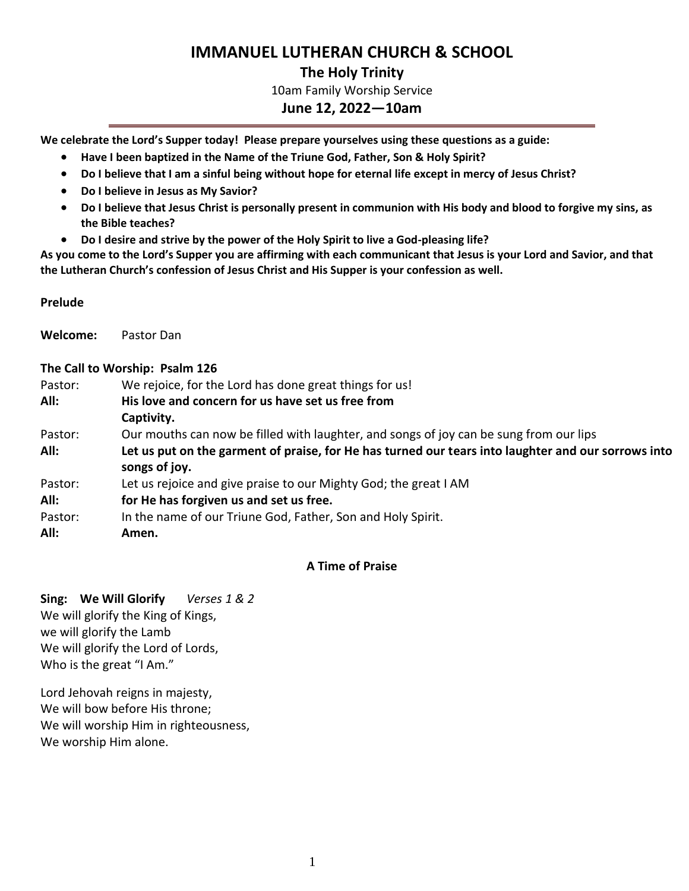# IMMANUEL LUTHERAN CHURCH & SCHOOL

## The Holy Trinity

10am Family Worship Service

### June 12, 2022—10am

**We celebrate the Lord's Supper today! Please prepare yourselves using these questions as a guide:**

- **Have I been baptized in the Name of the Triune God, Father, Son & Holy Spirit?**
- **Do I believe that I am a sinful being without hope for eternal life except in mercy of Jesus Christ?**
- **Do I believe in Jesus as My Savior?**
- **Do I believe that Jesus Christ is personally present in communion with His body and blood to forgive my sins, as the Bible teaches?**
- **Do I desire and strive by the power of the Holy Spirit to live a God-pleasing life?**

**As you come to the Lord's Supper you are affirming with each communicant that Jesus is your Lord and Savior, and that the Lutheran Church's confession of Jesus Christ and His Supper is your confession as well.**

**Prelude**

**Welcome:** Pastor Dan

**The Call to Worship: Psalm 126**

Pastor: We rejoice, for the Lord has done great things for us!

**All: His love and concern for us have set us free from Captivity.**

Pastor: Our mouths can now be filled with laughter, and songs of joy can be sung from our lips

**All: Let us put on the garment of praise, for He has turned our tears into laughter and our sorrows into songs of joy.**

Pastor: Let us rejoice and give praise to our Mighty God; the great I AM

**All: for He has forgiven us and set us free.**

Pastor: In the name of our Triune God, Father, Son and Holy Spirit.

**All: Amen.**

**A Time of Praise**

**Sing: We Will Glorify** *Verses 1 & 2*

We will glorify the King of Kings,
we will glorify the Lamb
We will glorify the Lord of Lords,
Who is the great "I Am."

Lord Jehovah reigns in majesty,
We will bow before His throne;
We will worship Him in righteousness,
We worship Him alone.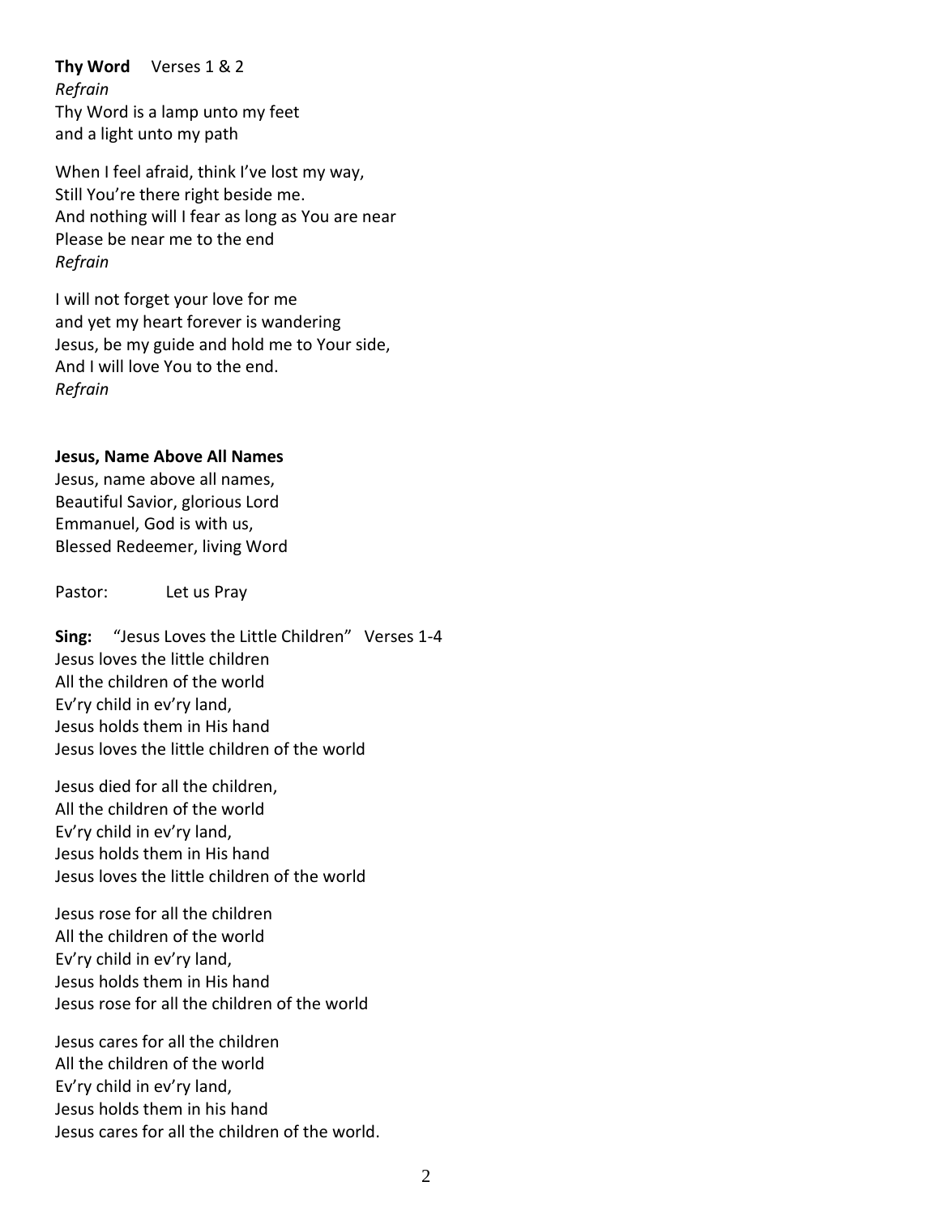**Thy Word** Verses 1 & 2

*Refrain*

Thy Word is a lamp unto my feet
and a light unto my path

When I feel afraid, think I've lost my way,
Still You're there right beside me.
And nothing will I fear as long as You are near
Please be near me to the end

*Refrain*

I will not forget your love for me
and yet my heart forever is wandering
Jesus, be my guide and hold me to Your side,
And I will love You to the end.

*Refrain*

**Jesus, Name Above All Names**

Jesus, name above all names,
Beautiful Savior, glorious Lord
Emmanuel, God is with us,
Blessed Redeemer, living Word

Pastor: Let us Pray

**Sing:** "Jesus Loves the Little Children" Verses 1-4

Jesus loves the little children
All the children of the world
Ev'ry child in ev'ry land,
Jesus holds them in His hand
Jesus loves the little children of the world

Jesus died for all the children,
All the children of the world
Ev'ry child in ev'ry land,
Jesus holds them in His hand
Jesus loves the little children of the world

Jesus rose for all the children
All the children of the world
Ev'ry child in ev'ry land,
Jesus holds them in His hand
Jesus rose for all the children of the world

Jesus cares for all the children
All the children of the world
Ev'ry child in ev'ry land,
Jesus holds them in his hand
Jesus cares for all the children of the world.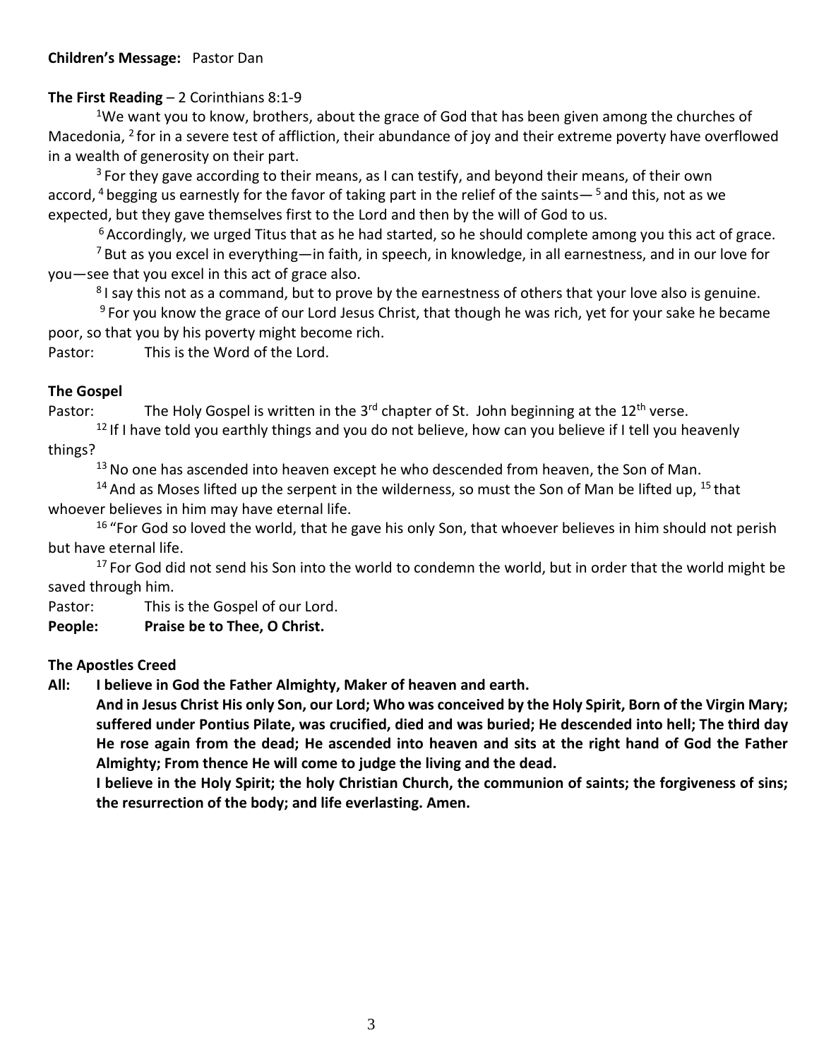**Children's Message:** Pastor Dan

**The First Reading** – 2 Corinthians 8:1-9

[1]We want you to know, brothers, about the grace of God that has been given among the churches of Macedonia, [2] for in a severe test of affliction, their abundance of joy and their extreme poverty have overflowed in a wealth of generosity on their part.

[3] For they gave according to their means, as I can testify, and beyond their means, of their own accord, [4] begging us earnestly for the favor of taking part in the relief of the saints— [5] and this, not as we expected, but they gave themselves first to the Lord and then by the will of God to us.

[6] Accordingly, we urged Titus that as he had started, so he should complete among you this act of grace.

[7] But as you excel in everything—in faith, in speech, in knowledge, in all earnestness, and in our love for you—see that you excel in this act of grace also.

[8] I say this not as a command, but to prove by the earnestness of others that your love also is genuine.

[9] For you know the grace of our Lord Jesus Christ, that though he was rich, yet for your sake he became poor, so that you by his poverty might become rich.

Pastor: This is the Word of the Lord.

**The Gospel**

Pastor: The Holy Gospel is written in the 3rd chapter of St. John beginning at the 12th verse.

[12] If I have told you earthly things and you do not believe, how can you believe if I tell you heavenly things?

[13] No one has ascended into heaven except he who descended from heaven, the Son of Man.

[14] And as Moses lifted up the serpent in the wilderness, so must the Son of Man be lifted up, [15] that whoever believes in him may have eternal life.

[16] "For God so loved the world, that he gave his only Son, that whoever believes in him should not perish but have eternal life.

[17] For God did not send his Son into the world to condemn the world, but in order that the world might be saved through him.

Pastor: This is the Gospel of our Lord.

**People: Praise be to Thee, O Christ.**

**The Apostles Creed**

**All: I believe in God the Father Almighty, Maker of heaven and earth.**

**And in Jesus Christ His only Son, our Lord; Who was conceived by the Holy Spirit, Born of the Virgin Mary; suffered under Pontius Pilate, was crucified, died and was buried; He descended into hell; The third day He rose again from the dead; He ascended into heaven and sits at the right hand of God the Father Almighty; From thence He will come to judge the living and the dead.**

**I believe in the Holy Spirit; the holy Christian Church, the communion of saints; the forgiveness of sins; the resurrection of the body; and life everlasting. Amen.**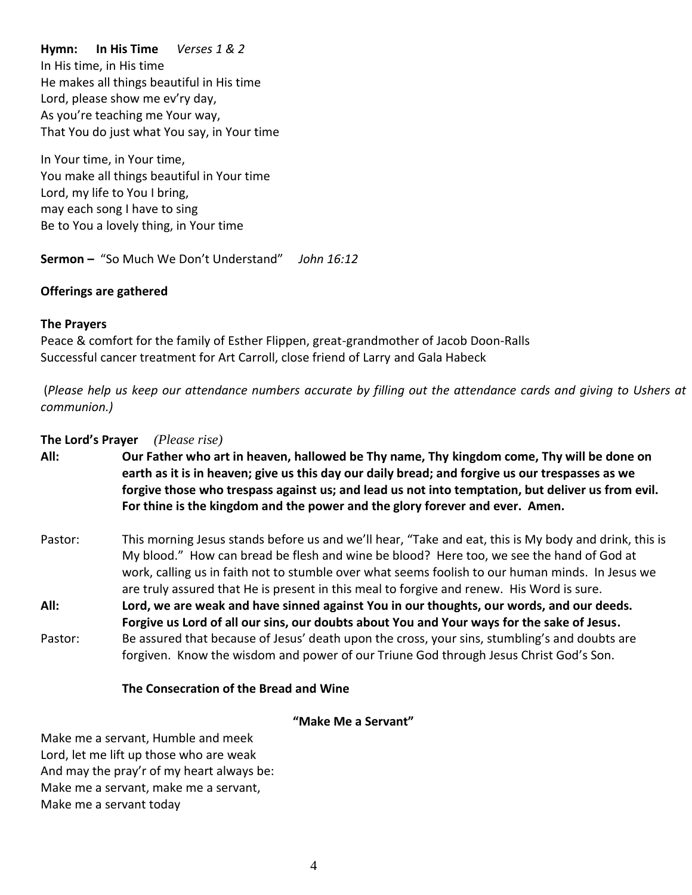**Hymn: In His Time** *Verses 1 & 2*
In His time, in His time
He makes all things beautiful in His time
Lord, please show me ev'ry day,
As you're teaching me Your way,
That You do just what You say, in Your time

In Your time, in Your time,
You make all things beautiful in Your time
Lord, my life to You I bring,
may each song I have to sing
Be to You a lovely thing, in Your time

**Sermon –** "So Much We Don't Understand" *John 16:12*

**Offerings are gathered**

**The Prayers**
Peace & comfort for the family of Esther Flippen, great-grandmother of Jacob Doon-Ralls
Successful cancer treatment for Art Carroll, close friend of Larry and Gala Habeck

(*Please help us keep our attendance numbers accurate by filling out the attendance cards and giving to Ushers at communion.)*

**The Lord's Prayer** *(Please rise)*

**All:** **Our Father who art in heaven, hallowed be Thy name, Thy kingdom come, Thy will be done on earth as it is in heaven; give us this day our daily bread; and forgive us our trespasses as we forgive those who trespass against us; and lead us not into temptation, but deliver us from evil. For thine is the kingdom and the power and the glory forever and ever. Amen.**

Pastor: This morning Jesus stands before us and we'll hear, "Take and eat, this is My body and drink, this is My blood." How can bread be flesh and wine be blood? Here too, we see the hand of God at work, calling us in faith not to stumble over what seems foolish to our human minds. In Jesus we are truly assured that He is present in this meal to forgive and renew. His Word is sure.

**All:** **Lord, we are weak and have sinned against You in our thoughts, our words, and our deeds. Forgive us Lord of all our sins, our doubts about You and Your ways for the sake of Jesus.**

Pastor: Be assured that because of Jesus' death upon the cross, your sins, stumbling's and doubts are forgiven. Know the wisdom and power of our Triune God through Jesus Christ God's Son.

**The Consecration of the Bread and Wine**

**"Make Me a Servant"**

Make me a servant, Humble and meek
Lord, let me lift up those who are weak
And may the pray'r of my heart always be:
Make me a servant, make me a servant,
Make me a servant today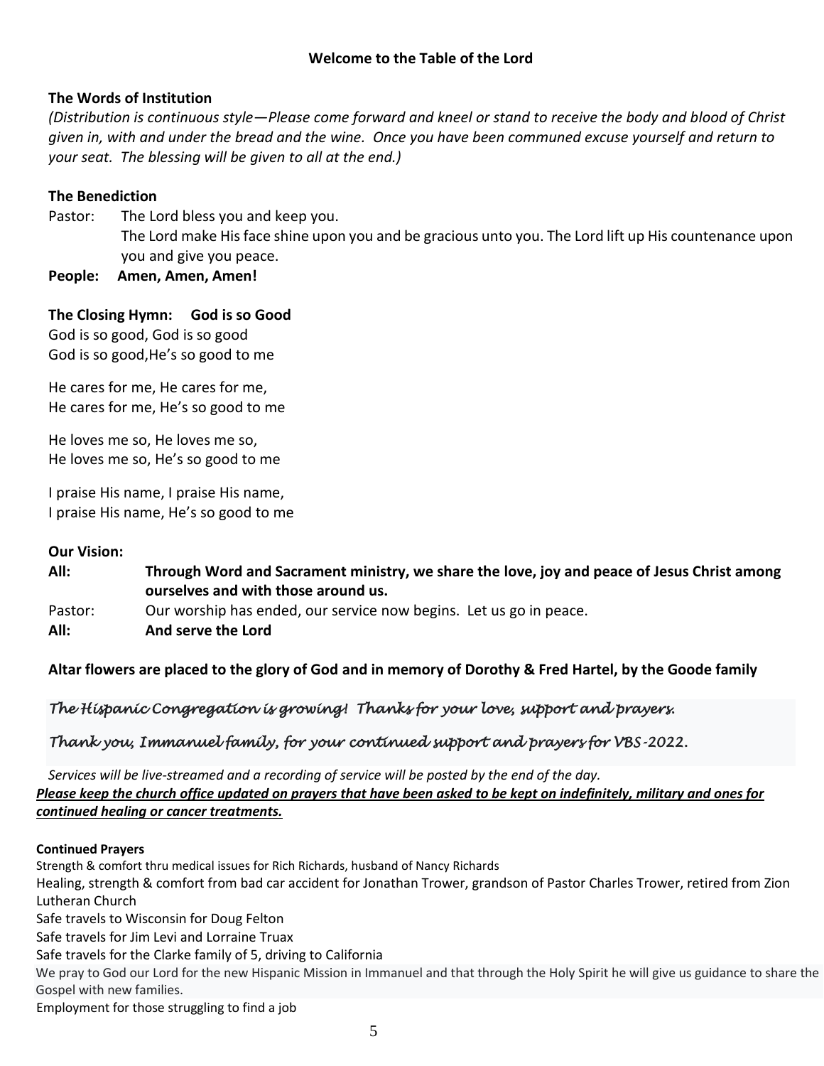## Welcome to the Table of the Lord

**The Words of Institution**

*(Distribution is continuous style—Please come forward and kneel or stand to receive the body and blood of Christ given in, with and under the bread and the wine. Once you have been communed excuse yourself and return to your seat. The blessing will be given to all at the end.)*

**The Benediction**

Pastor: The Lord bless you and keep you.
The Lord make His face shine upon you and be gracious unto you. The Lord lift up His countenance upon you and give you peace.

**People: Amen, Amen, Amen!**

**The Closing Hymn: God is so Good**

God is so good, God is so good
God is so good,He's so good to me

He cares for me, He cares for me,
He cares for me, He's so good to me

He loves me so, He loves me so,
He loves me so, He's so good to me

I praise His name, I praise His name,
I praise His name, He's so good to me

**Our Vision:**

**All: Through Word and Sacrament ministry, we share the love, joy and peace of Jesus Christ among ourselves and with those around us.**

Pastor: Our worship has ended, our service now begins. Let us go in peace.

**All: And serve the Lord**

**Altar flowers are placed to the glory of God and in memory of Dorothy & Fred Hartel, by the Goode family**

*The Hispanic Congregation is growing! Thanks for your love, support and prayers.*

*Thank you, Immanuel family, for your continued support and prayers for VBS-2022.*

*Services will be live-streamed and a recording of service will be posted by the end of the day.*

***Please keep the church office updated on prayers that have been asked to be kept on indefinitely, military and ones for continued healing or cancer treatments.***

**Continued Prayers**

Strength & comfort thru medical issues for Rich Richards, husband of Nancy Richards
Healing, strength & comfort from bad car accident for Jonathan Trower, grandson of Pastor Charles Trower, retired from Zion Lutheran Church
Safe travels to Wisconsin for Doug Felton
Safe travels for Jim Levi and Lorraine Truax
Safe travels for the Clarke family of 5, driving to California
We pray to God our Lord for the new Hispanic Mission in Immanuel and that through the Holy Spirit he will give us guidance to share the Gospel with new families.
Employment for those struggling to find a job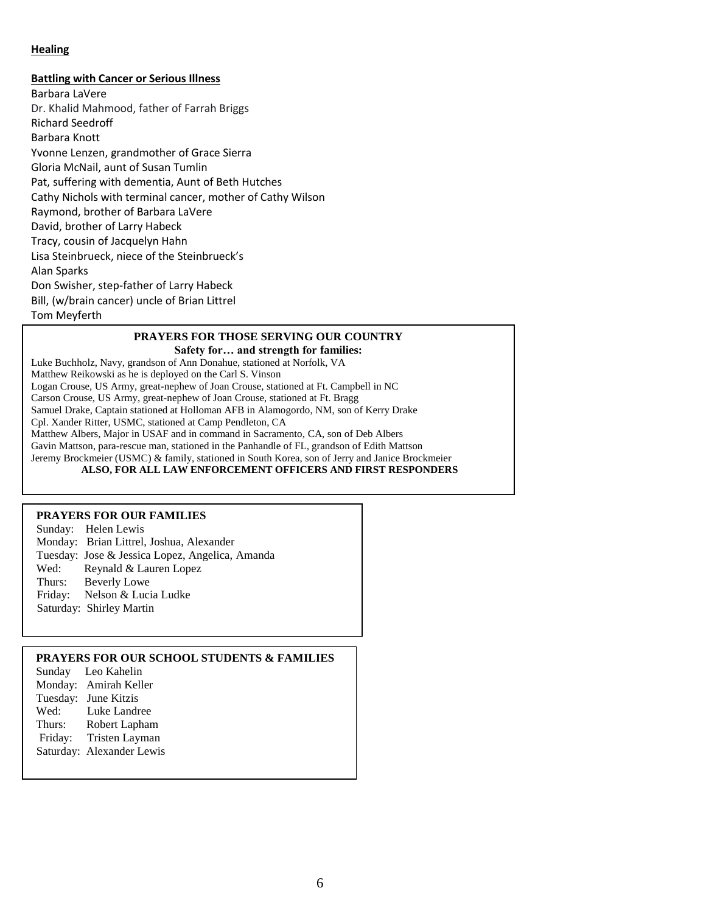**Healing**

**Battling with Cancer or Serious Illness**

Barbara LaVere
Dr. Khalid Mahmood, father of Farrah Briggs
Richard Seedroff
Barbara Knott
Yvonne Lenzen, grandmother of Grace Sierra
Gloria McNail, aunt of Susan Tumlin
Pat, suffering with dementia, Aunt of Beth Hutches
Cathy Nichols with terminal cancer, mother of Cathy Wilson
Raymond, brother of Barbara LaVere
David, brother of Larry Habeck
Tracy, cousin of Jacquelyn Hahn
Lisa Steinbrueck, niece of the Steinbrueck's
Alan Sparks
Don Swisher, step-father of Larry Habeck
Bill, (w/brain cancer) uncle of Brian Littrel
Tom Meyferth

**PRAYERS FOR THOSE SERVING OUR COUNTRY**

**Safety for… and strength for families:**

Luke Buchholz, Navy, grandson of Ann Donahue, stationed at Norfolk, VA
Matthew Reikowski as he is deployed on the Carl S. Vinson
Logan Crouse, US Army, great-nephew of Joan Crouse, stationed at Ft. Campbell in NC
Carson Crouse, US Army, great-nephew of Joan Crouse, stationed at Ft. Bragg
Samuel Drake, Captain stationed at Holloman AFB in Alamogordo, NM, son of Kerry Drake
Cpl. Xander Ritter, USMC, stationed at Camp Pendleton, CA
Matthew Albers, Major in USAF and in command in Sacramento, CA, son of Deb Albers
Gavin Mattson, para-rescue man, stationed in the Panhandle of FL, grandson of Edith Mattson
Jeremy Brockmeier (USMC) & family, stationed in South Korea, son of Jerry and Janice Brockmeier

**ALSO, FOR ALL LAW ENFORCEMENT OFFICERS AND FIRST RESPONDERS**

**PRAYERS FOR OUR FAMILIES**

Sunday: Helen Lewis
Monday: Brian Littrel, Joshua, Alexander
Tuesday: Jose & Jessica Lopez, Angelica, Amanda
Wed: Reynald & Lauren Lopez
Thurs: Beverly Lowe
Friday: Nelson & Lucia Ludke
Saturday: Shirley Martin

**PRAYERS FOR OUR SCHOOL STUDENTS & FAMILIES**

Sunday Leo Kahelin
Monday: Amirah Keller
Tuesday: June Kitzis
Wed: Luke Landree
Thurs: Robert Lapham
Friday: Tristen Layman
Saturday: Alexander Lewis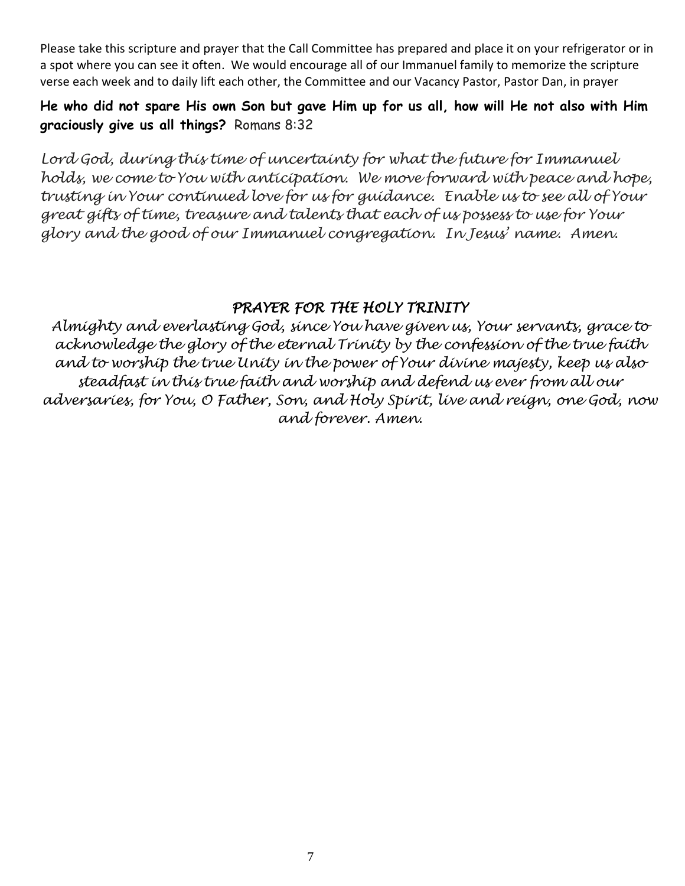Please take this scripture and prayer that the Call Committee has prepared and place it on your refrigerator or in a spot where you can see it often. We would encourage all of our Immanuel family to memorize the scripture verse each week and to daily lift each other, the Committee and our Vacancy Pastor, Pastor Dan, in prayer

**He who did not spare His own Son but gave Him up for us all, how will He not also with Him graciously give us all things?** Romans 8:32

*Lord God, during this time of uncertainty for what the future for Immanuel holds, we come to You with anticipation. We move forward with peace and hope, trusting in Your continued love for us for guidance. Enable us to see all of Your great gifts of time, treasure and talents that each of us possess to use for Your glory and the good of our Immanuel congregation. In Jesus' name. Amen.*

## *PRAYER FOR THE HOLY TRINITY*

*Almighty and everlasting God, since You have given us, Your servants, grace to acknowledge the glory of the eternal Trinity by the confession of the true faith and to worship the true Unity in the power of Your divine majesty, keep us also steadfast in this true faith and worship and defend us ever from all our adversaries, for You, O Father, Son, and Holy Spirit, live and reign, one God, now and forever. Amen.*